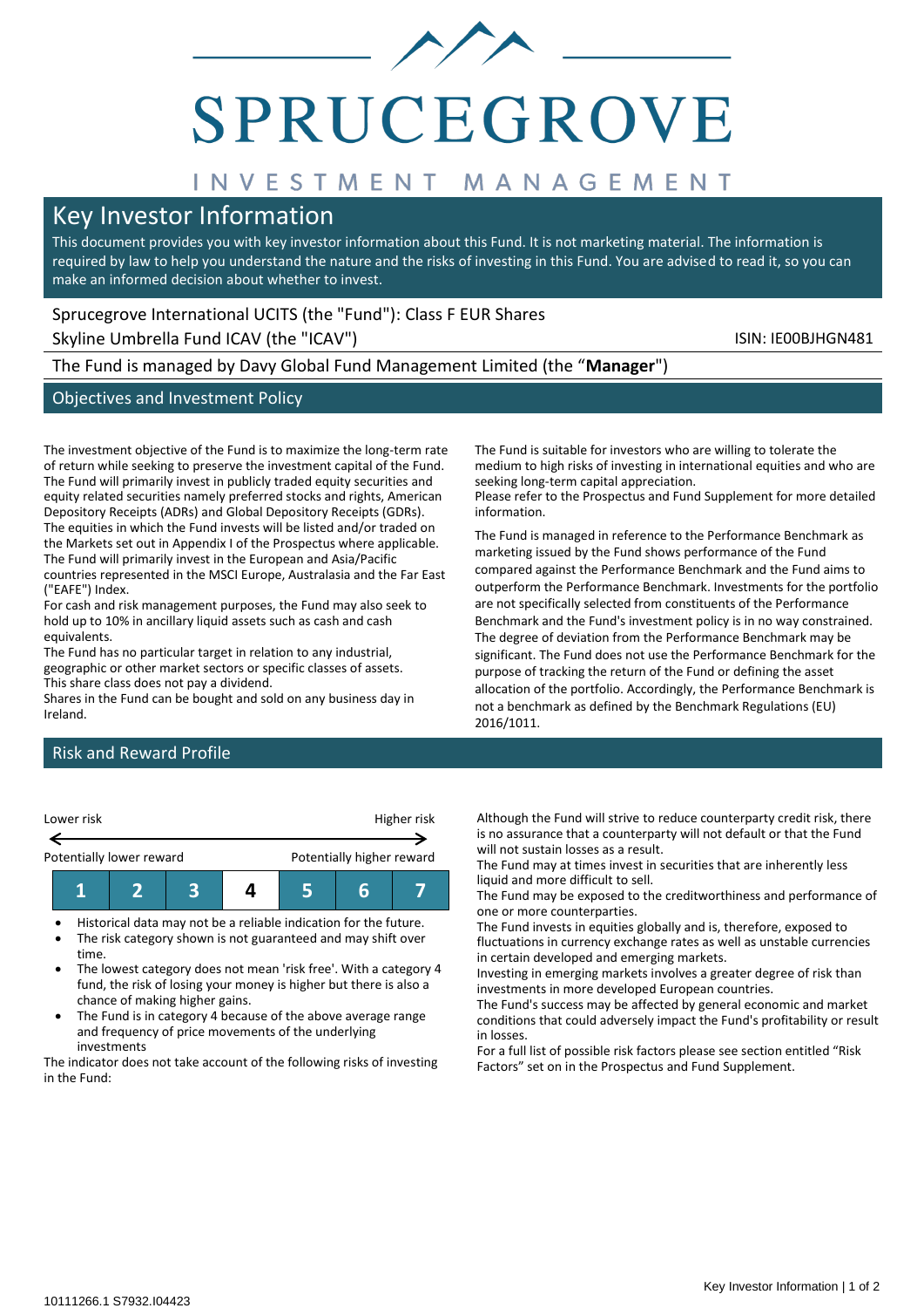SPRUCEGROVE

INVESTMENT MANAGEMENT

# Key Investor Information

This document provides you with key investor information about this Fund. It is not marketing material. The information is required by law to help you understand the nature and the risks of investing in this Fund. You are advised to read it, so you can make an informed decision about whether to invest.

Sprucegrove International UCITS (the "Fund"): Class F EUR Shares

Skyline Umbrella Fund ICAV (the "ICAV")

ISIN: IE00BJHGN481

The Fund is managed by Davy Global Fund Management Limited (the "**Manager**")

## Objectives and Investment Policy

The investment objective of the Fund is to maximize the long-term rate of return while seeking to preserve the investment capital of the Fund. The Fund will primarily invest in publicly traded equity securities and equity related securities namely preferred stocks and rights, American Depository Receipts (ADRs) and Global Depository Receipts (GDRs). The equities in which the Fund invests will be listed and/or traded on the Markets set out in Appendix I of the Prospectus where applicable. The Fund will primarily invest in the European and Asia/Pacific countries represented in the MSCI Europe, Australasia and the Far East ("EAFE") Index.

For cash and risk management purposes, the Fund may also seek to hold up to 10% in ancillary liquid assets such as cash and cash equivalents.

The Fund has no particular target in relation to any industrial, geographic or other market sectors or specific classes of assets.

This share class does not pay a dividend.

Shares in the Fund can be bought and sold on any business day in Ireland.

The Fund is suitable for investors who are willing to tolerate the medium to high risks of investing in international equities and who are seeking long-term capital appreciation.

Please refer to the Prospectus and Fund Supplement for more detailed information.

The Fund is managed in reference to the Performance Benchmark as marketing issued by the Fund shows performance of the Fund compared against the Performance Benchmark and the Fund aims to outperform the Performance Benchmark. Investments for the portfolio are not specifically selected from constituents of the Performance Benchmark and the Fund's investment policy is in no way constrained. The degree of deviation from the Performance Benchmark may be significant. The Fund does not use the Performance Benchmark for the purpose of tracking the return of the Fund or defining the asset allocation of the portfolio. Accordingly, the Performance Benchmark is not a benchmark as defined by the Benchmark Regulations (EU) 2016/1011.

## Risk and Reward Profile

| Lower risk | | | | | | Higher risk |
|---|---|---|---|---|---|---|
| Potentially lower reward | | | | | | Potentially higher reward |
| 1 | 2 | 3 | **4** | 5 | 6 | 7 |

- Historical data may not be a reliable indication for the future.
- The risk category shown is not guaranteed and may shift over time.
- The lowest category does not mean 'risk free'. With a category 4 fund, the risk of losing your money is higher but there is also a chance of making higher gains.
- The Fund is in category 4 because of the above average range and frequency of price movements of the underlying investments

The indicator does not take account of the following risks of investing in the Fund:

Although the Fund will strive to reduce counterparty credit risk, there is no assurance that a counterparty will not default or that the Fund will not sustain losses as a result.

The Fund may at times invest in securities that are inherently less liquid and more difficult to sell.

The Fund may be exposed to the creditworthiness and performance of one or more counterparties.

The Fund invests in equities globally and is, therefore, exposed to fluctuations in currency exchange rates as well as unstable currencies in certain developed and emerging markets.

Investing in emerging markets involves a greater degree of risk than investments in more developed European countries.

The Fund's success may be affected by general economic and market conditions that could adversely impact the Fund's profitability or result in losses.

For a full list of possible risk factors please see section entitled "Risk Factors" set on in the Prospectus and Fund Supplement.

10111266.1 S7932.I04423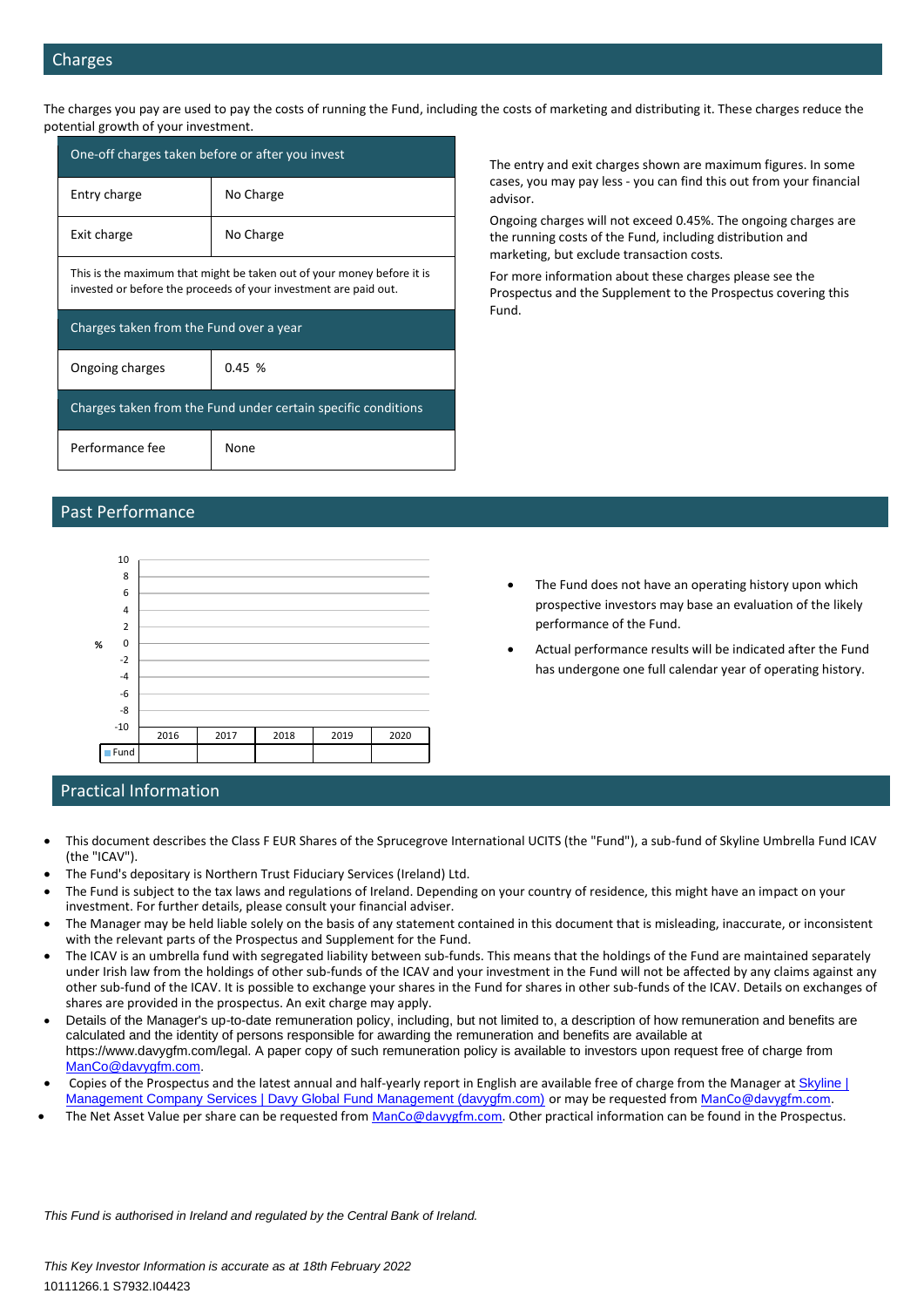## Charges

The charges you pay are used to pay the costs of running the Fund, including the costs of marketing and distributing it. These charges reduce the potential growth of your investment.

| One-off charges taken before or after you invest | |
|---|---|
| Entry charge | No Charge |
| Exit charge | No Charge |
| This is the maximum that might be taken out of your money before it is invested or before the proceeds of your investment are paid out. | |
| **Charges taken from the Fund over a year** | |
| Ongoing charges | 0.45 % |
| **Charges taken from the Fund under certain specific conditions** | |
| Performance fee | None |

The entry and exit charges shown are maximum figures. In some cases, you may pay less - you can find this out from your financial advisor.

Ongoing charges will not exceed 0.45%. The ongoing charges are the running costs of the Fund, including distribution and marketing, but exclude transaction costs.

For more information about these charges please see the Prospectus and the Supplement to the Prospectus covering this Fund.

## Past Performance

%
10
8
6
4
2
0
-2
-4
-6
-8
-10
2016 2017 2018 2019 2020
Fund

- The Fund does not have an operating history upon which prospective investors may base an evaluation of the likely performance of the Fund.
- Actual performance results will be indicated after the Fund has undergone one full calendar year of operating history.

## Practical Information

- This document describes the Class F EUR Shares of the Sprucegrove International UCITS (the "Fund"), a sub-fund of Skyline Umbrella Fund ICAV (the "ICAV").
- The Fund's depositary is Northern Trust Fiduciary Services (Ireland) Ltd.
- The Fund is subject to the tax laws and regulations of Ireland. Depending on your country of residence, this might have an impact on your investment. For further details, please consult your financial adviser.
- The Manager may be held liable solely on the basis of any statement contained in this document that is misleading, inaccurate, or inconsistent with the relevant parts of the Prospectus and Supplement for the Fund.
- The ICAV is an umbrella fund with segregated liability between sub-funds. This means that the holdings of the Fund are maintained separately under Irish law from the holdings of other sub-funds of the ICAV and your investment in the Fund will not be affected by any claims against any other sub-fund of the ICAV. It is possible to exchange your shares in the Fund for shares in other sub-funds of the ICAV. Details on exchanges of shares are provided in the prospectus. An exit charge may apply.
- Details of the Manager's up-to-date remuneration policy, including, but not limited to, a description of how remuneration and benefits are calculated and the identity of persons responsible for awarding the remuneration and benefits are available at https://www.davygfm.com/legal. A paper copy of such remuneration policy is available to investors upon request free of charge from ManCo@davygfm.com.
- Copies of the Prospectus and the latest annual and half-yearly report in English are available free of charge from the Manager at Skyline | Management Company Services | Davy Global Fund Management (davygfm.com) or may be requested from ManCo@davygfm.com.
- The Net Asset Value per share can be requested from ManCo@davygfm.com. Other practical information can be found in the Prospectus.

*This Fund is authorised in Ireland and regulated by the Central Bank of Ireland.*

*This Key Investor Information is accurate as at 18th February 2022*

10111266.1 S7932.I04423